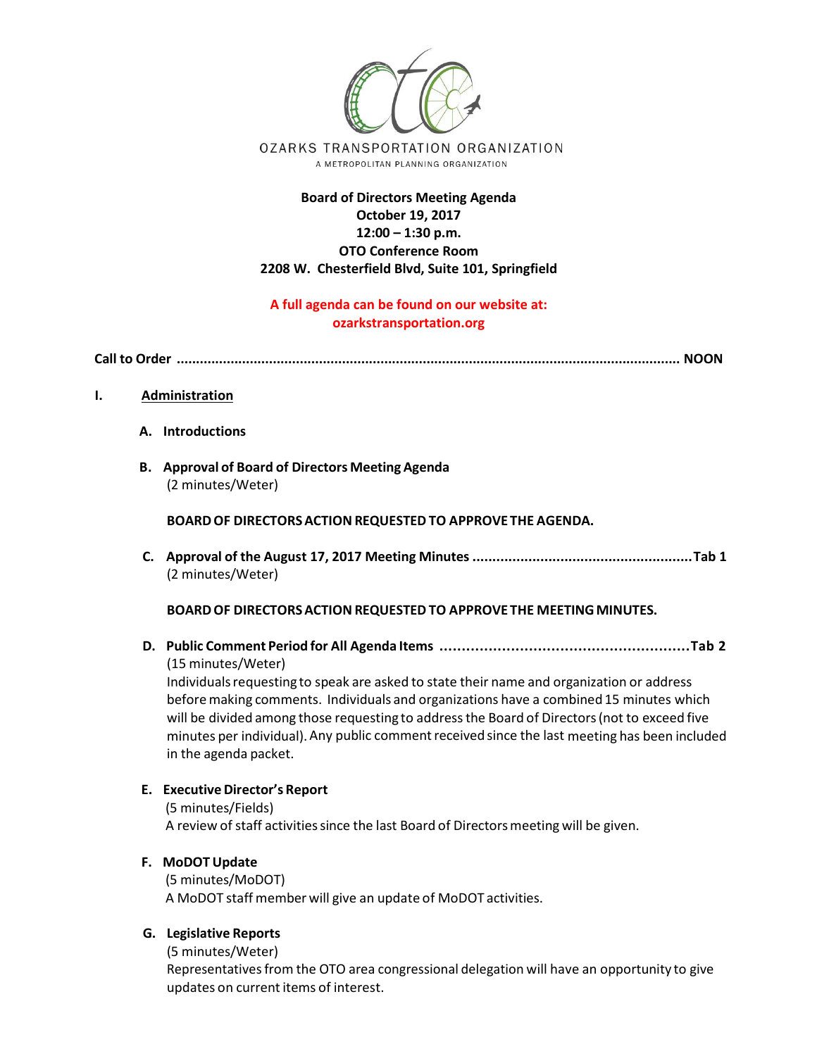OZARKS TRANSPORTATION ORGANIZATION

A METROPOLITAN PLANNING ORGANIZATION

**Board of Directors Meeting Agenda**
**October 19, 2017**
**12:00 – 1:30 p.m.**
**OTO Conference Room**
**2208 W. Chesterfield Blvd, Suite 101, Springfield**

**A full agenda can be found on our website at:**
**ozarkstransportation.org**

**Call to Order ........................................................................................................................ NOON**

**I. Administration**

**A. Introductions**

**B. Approval of Board of Directors Meeting Agenda**
(2 minutes/Weter)

**BOARD OF DIRECTORS ACTION REQUESTED TO APPROVE THE AGENDA.**

**C. Approval of the August 17, 2017 Meeting Minutes .......................................................Tab 1**
(2 minutes/Weter)

**BOARD OF DIRECTORS ACTION REQUESTED TO APPROVE THE MEETING MINUTES.**

**D. Public Comment Period for All Agenda Items .........................................................Tab 2**
(15 minutes/Weter)
Individuals requesting to speak are asked to state their name and organization or address before making comments. Individuals and organizations have a combined 15 minutes which will be divided among those requesting to address the Board of Directors (not to exceed five minutes per individual). Any public comment received since the last meeting has been included in the agenda packet.

**E. Executive Director's Report**
(5 minutes/Fields)
A review of staff activities since the last Board of Directors meeting will be given.

**F. MoDOT Update**
(5 minutes/MoDOT)
A MoDOT staff member will give an update of MoDOT activities.

**G. Legislative Reports**
(5 minutes/Weter)
Representatives from the OTO area congressional delegation will have an opportunity to give updates on current items of interest.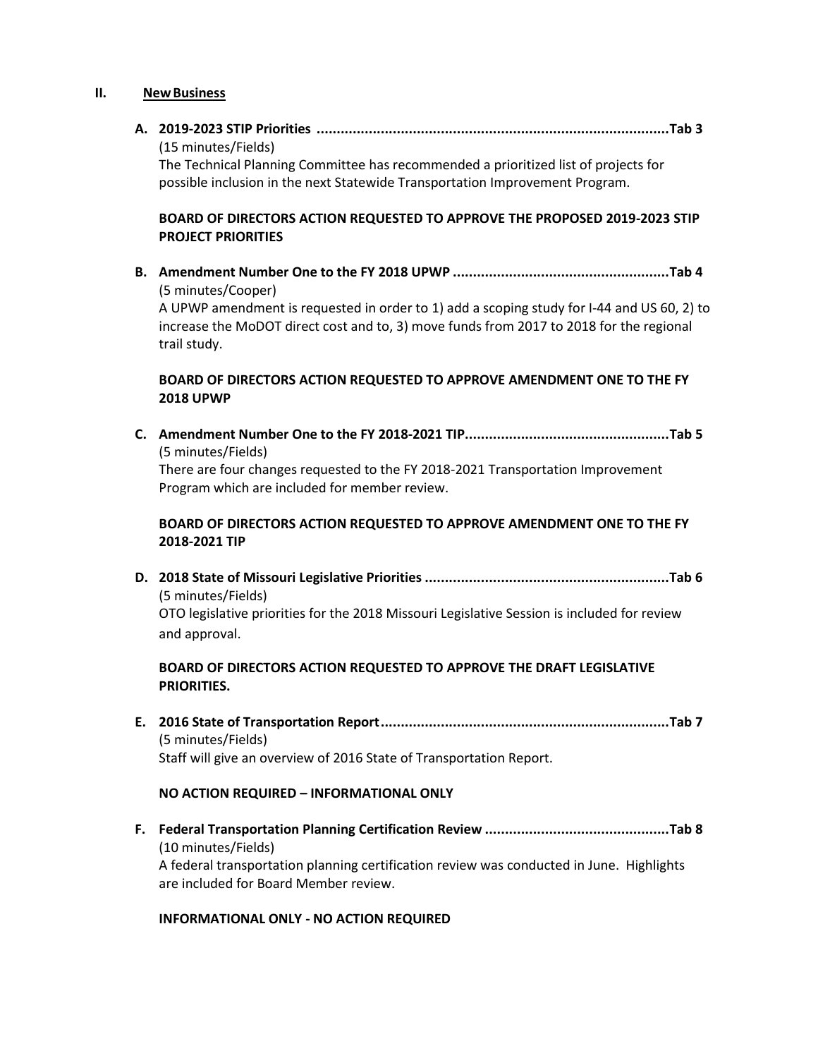## II. New Business

**A. 2019-2023 STIP Priorities .......................................................................................Tab 3**

(15 minutes/Fields)

The Technical Planning Committee has recommended a prioritized list of projects for possible inclusion in the next Statewide Transportation Improvement Program.

**BOARD OF DIRECTORS ACTION REQUESTED TO APPROVE THE PROPOSED 2019-2023 STIP PROJECT PRIORITIES**

**B. Amendment Number One to the FY 2018 UPWP ......................................................Tab 4**

(5 minutes/Cooper)

A UPWP amendment is requested in order to 1) add a scoping study for I-44 and US 60, 2) to increase the MoDOT direct cost and to, 3) move funds from 2017 to 2018 for the regional trail study.

**BOARD OF DIRECTORS ACTION REQUESTED TO APPROVE AMENDMENT ONE TO THE FY 2018 UPWP**

**C. Amendment Number One to the FY 2018-2021 TIP..................................................Tab 5**

(5 minutes/Fields)

There are four changes requested to the FY 2018-2021 Transportation Improvement Program which are included for member review.

**BOARD OF DIRECTORS ACTION REQUESTED TO APPROVE AMENDMENT ONE TO THE FY 2018-2021 TIP**

**D. 2018 State of Missouri Legislative Priorities .............................................................Tab 6**

(5 minutes/Fields)

OTO legislative priorities for the 2018 Missouri Legislative Session is included for review and approval.

**BOARD OF DIRECTORS ACTION REQUESTED TO APPROVE THE DRAFT LEGISLATIVE PRIORITIES.**

**E. 2016 State of Transportation Report.......................................................................Tab 7**

(5 minutes/Fields)

Staff will give an overview of 2016 State of Transportation Report.

**NO ACTION REQUIRED – INFORMATIONAL ONLY**

**F. Federal Transportation Planning Certification Review .............................................Tab 8**

(10 minutes/Fields)

A federal transportation planning certification review was conducted in June. Highlights are included for Board Member review.

**INFORMATIONAL ONLY - NO ACTION REQUIRED**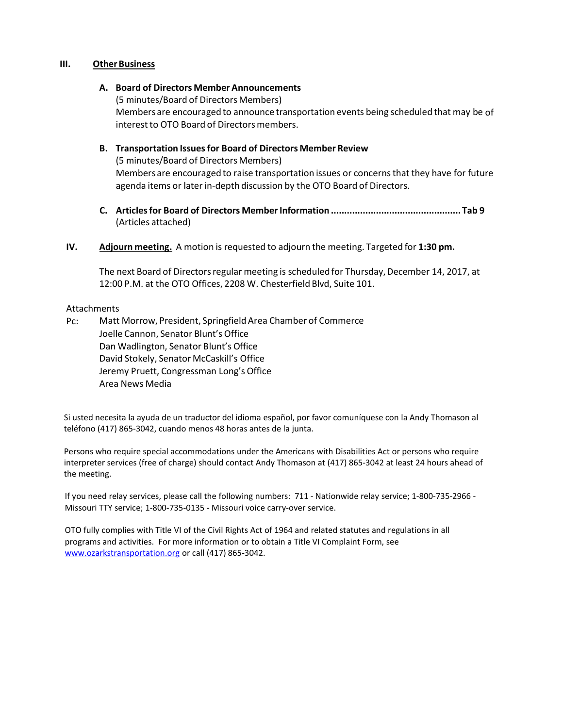## III. Other Business

**A. Board of Directors Member Announcements**
(5 minutes/Board of Directors Members)
Members are encouraged to announce transportation events being scheduled that may be of interest to OTO Board of Directors members.

**B. Transportation Issues for Board of Directors Member Review**
(5 minutes/Board of Directors Members)
Members are encouraged to raise transportation issues or concerns that they have for future agenda items or later in-depth discussion by the OTO Board of Directors.

**C. Articles for Board of Directors Member Information ................................................ Tab 9**
(Articles attached)

## IV. Adjourn meeting.

A motion is requested to adjourn the meeting. Targeted for **1:30 pm.**

The next Board of Directors regular meeting is scheduled for Thursday, December 14, 2017, at 12:00 P.M. at the OTO Offices, 2208 W. Chesterfield Blvd, Suite 101.

Attachments

Pc:
Matt Morrow, President, Springfield Area Chamber of Commerce
Joelle Cannon, Senator Blunt's Office
Dan Wadlington, Senator Blunt's Office
David Stokely, Senator McCaskill's Office
Jeremy Pruett, Congressman Long's Office
Area News Media

Si usted necesita la ayuda de un traductor del idioma español, por favor comuníquese con la Andy Thomason al teléfono (417) 865-3042, cuando menos 48 horas antes de la junta.

Persons who require special accommodations under the Americans with Disabilities Act or persons who require interpreter services (free of charge) should contact Andy Thomason at (417) 865-3042 at least 24 hours ahead of the meeting.

If you need relay services, please call the following numbers: 711 - Nationwide relay service; 1-800-735-2966 - Missouri TTY service; 1-800-735-0135 - Missouri voice carry-over service.

OTO fully complies with Title VI of the Civil Rights Act of 1964 and related statutes and regulations in all programs and activities. For more information or to obtain a Title VI Complaint Form, see www.ozarkstransportation.org or call (417) 865-3042.